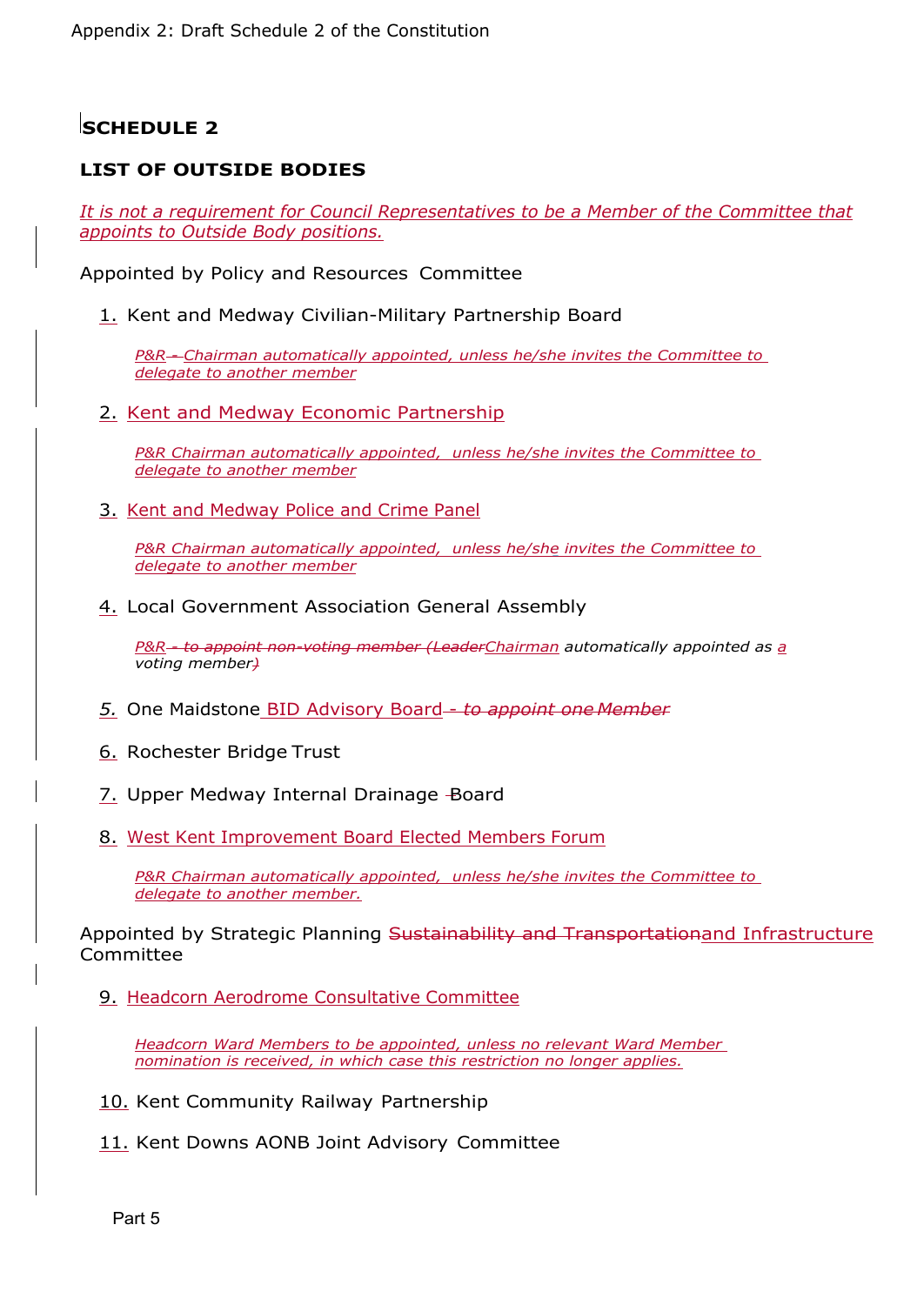Appendix 2: Draft Schedule 2 of the Constitution

# SCHEDULE 2

## LIST OF OUTSIDE BODIES

*It is not a requirement for Council Representatives to be a Member of the Committee that appoints to Outside Body positions.*

Appointed by Policy and Resources Committee

1. Kent and Medway Civilian-Military Partnership Board

   *P&R - Chairman automatically appointed, unless he/she invites the Committee to delegate to another member*

2. Kent and Medway Economic Partnership

   *P&R Chairman automatically appointed, unless he/she invites the Committee to delegate to another member*

3. Kent and Medway Police and Crime Panel

   *P&R Chairman automatically appointed, unless he/she invites the Committee to delegate to another member*

4. Local Government Association General Assembly

   *P&R - to appoint non-voting member (LeaderChairman automatically appointed as a voting member)*

5. One Maidstone BID Advisory Board - *to appoint one Member*

6. Rochester Bridge Trust

7. Upper Medway Internal Drainage Board

8. West Kent Improvement Board Elected Members Forum

   *P&R Chairman automatically appointed, unless he/she invites the Committee to delegate to another member.*

Appointed by Strategic Planning Sustainability and Transportationand Infrastructure Committee

9. Headcorn Aerodrome Consultative Committee

   *Headcorn Ward Members to be appointed, unless no relevant Ward Member nomination is received, in which case this restriction no longer applies.*

10. Kent Community Railway Partnership

11. Kent Downs AONB Joint Advisory Committee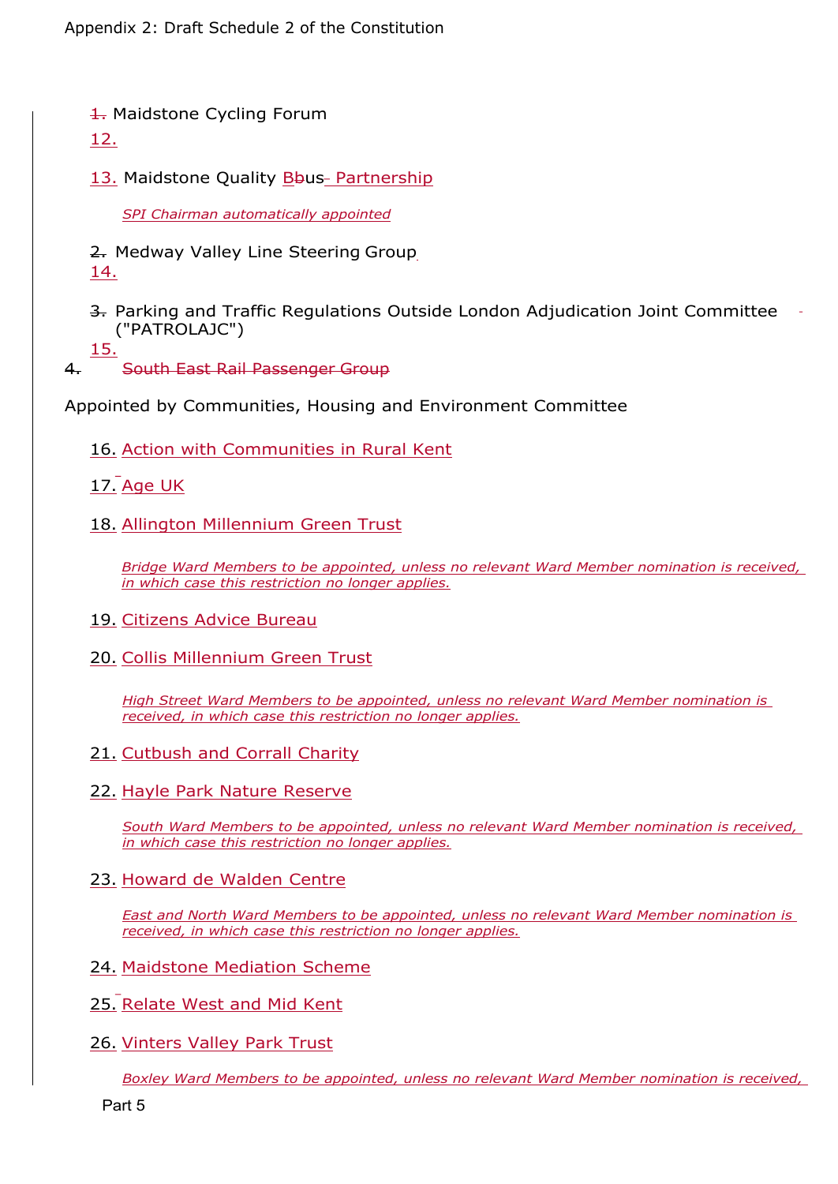1. Maidstone Cycling Forum

12.

13. Maidstone Quality Bus Partnership

*SPI Chairman automatically appointed*

2. Medway Valley Line Steering Group

14.

3. Parking and Traffic Regulations Outside London Adjudication Joint Committee ("PATROLAJC")

15.

4. ~~South East Rail Passenger Group~~

Appointed by Communities, Housing and Environment Committee

16. Action with Communities in Rural Kent

17. Age UK

18. Allington Millennium Green Trust

*Bridge Ward Members to be appointed, unless no relevant Ward Member nomination is received, in which case this restriction no longer applies.*

19. Citizens Advice Bureau

20. Collis Millennium Green Trust

*High Street Ward Members to be appointed, unless no relevant Ward Member nomination is received, in which case this restriction no longer applies.*

21. Cutbush and Corrall Charity

22. Hayle Park Nature Reserve

*South Ward Members to be appointed, unless no relevant Ward Member nomination is received, in which case this restriction no longer applies.*

23. Howard de Walden Centre

*East and North Ward Members to be appointed, unless no relevant Ward Member nomination is received, in which case this restriction no longer applies.*

24. Maidstone Mediation Scheme

25. Relate West and Mid Kent

26. Vinters Valley Park Trust

*Boxley Ward Members to be appointed, unless no relevant Ward Member nomination is received,*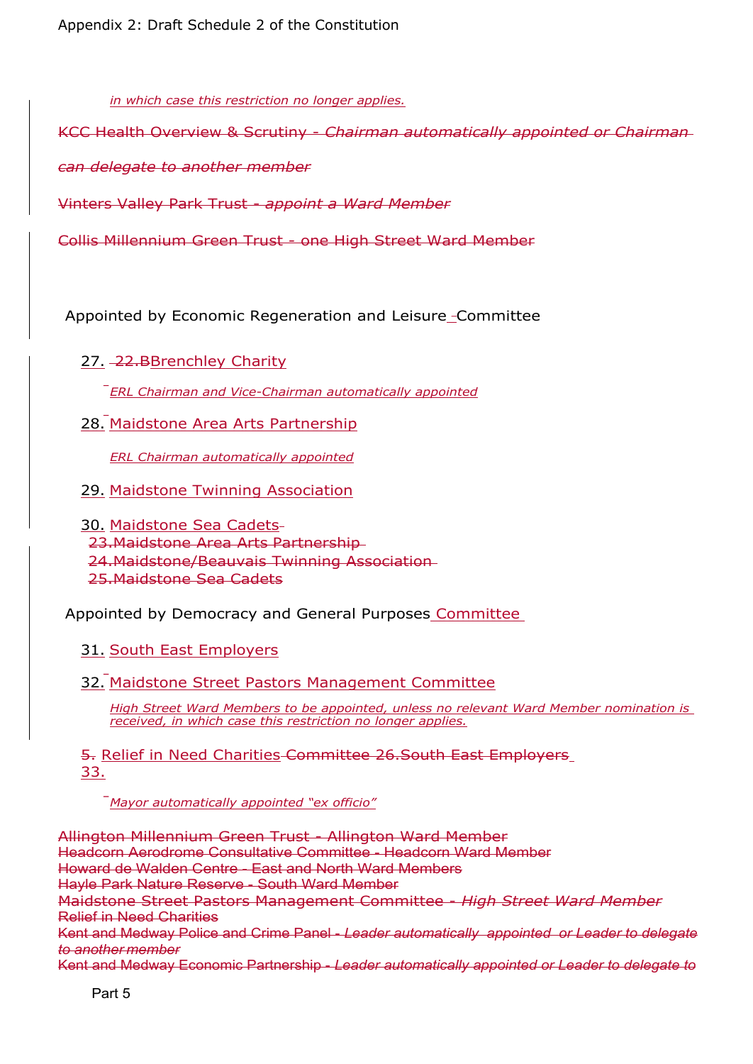*in which case this restriction no longer applies.*

~~KCC Health Overview & Scrutiny - *Chairman automatically appointed or Chairman can delegate to another member*~~

~~Vinters Valley Park Trust - *appoint a Ward Member*~~

~~Collis Millennium Green Trust - one High Street Ward Member~~

Appointed by Economic Regeneration and Leisure Committee

27. ~~22.B~~Brenchley Charity

    *ERL Chairman and Vice-Chairman automatically appointed*

28. Maidstone Area Arts Partnership

    *ERL Chairman automatically appointed*

29. Maidstone Twinning Association

30. Maidstone Sea Cadets

~~23.Maidstone Area Arts Partnership~~
~~24.Maidstone/Beauvais Twinning Association~~
~~25.Maidstone Sea Cadets~~

Appointed by Democracy and General Purposes Committee

31. South East Employers

32. Maidstone Street Pastors Management Committee

    *High Street Ward Members to be appointed, unless no relevant Ward Member nomination is received, in which case this restriction no longer applies.*

~~5.~~ 33. Relief in Need Charities ~~Committee 26.South East Employers~~

    *Mayor automatically appointed "ex officio"*

~~Allington Millennium Green Trust - Allington Ward Member~~
~~Headcorn Aerodrome Consultative Committee - Headcorn Ward Member~~
~~Howard de Walden Centre - East and North Ward Members~~
~~Hayle Park Nature Reserve - South Ward Member~~
~~Maidstone Street Pastors Management Committee - *High Street Ward Member*~~
~~Relief in Need Charities~~
~~Kent and Medway Police and Crime Panel - *Leader automatically appointed or Leader to delegate to another member*~~
~~Kent and Medway Economic Partnership - *Leader automatically appointed or Leader to delegate to*~~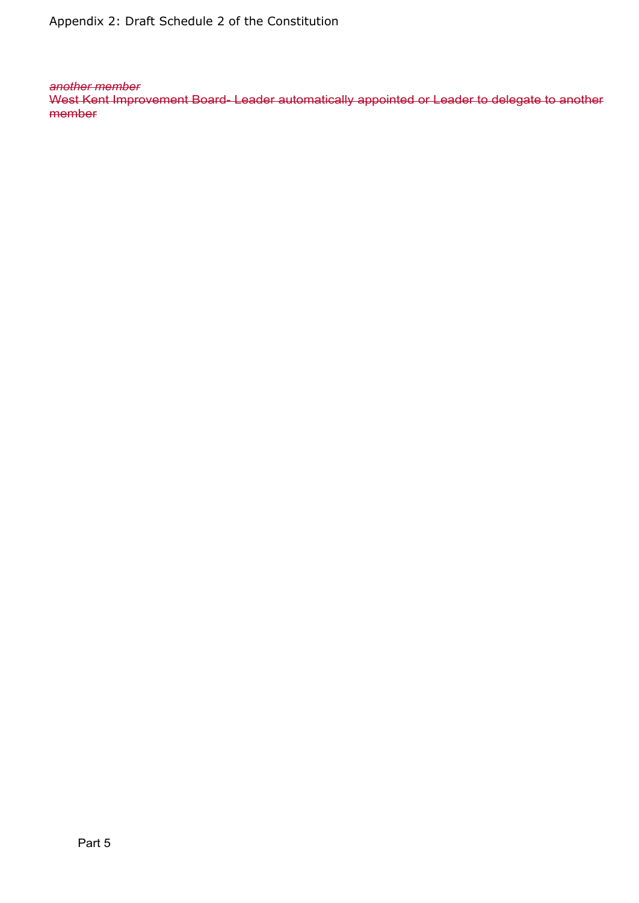~~*another member*~~
~~West Kent Improvement Board- Leader automatically appointed or Leader to delegate to another member~~